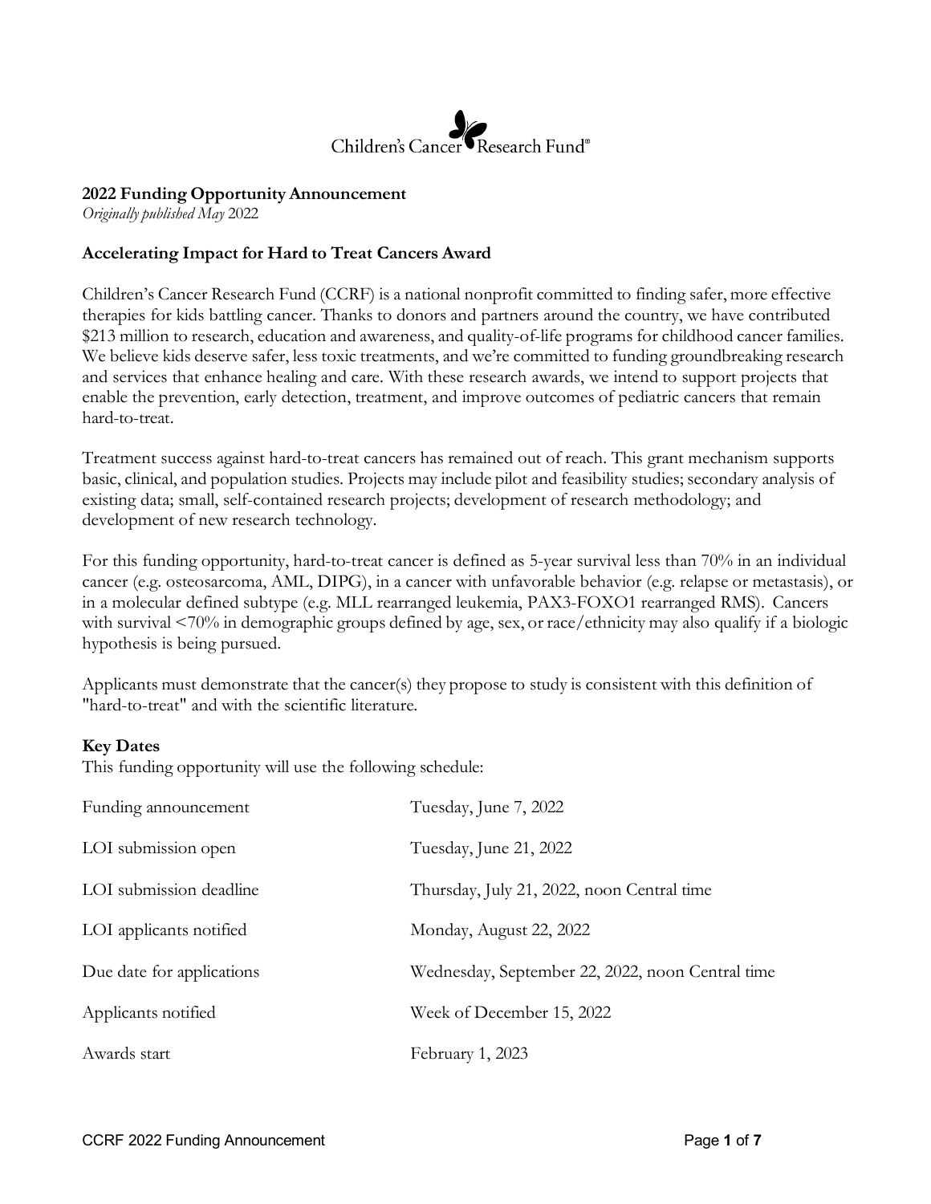Children's Cancer Research Fund®

## 2022 Funding Opportunity Announcement

*Originally published May* 2022

### Accelerating Impact for Hard to Treat Cancers Award

Children's Cancer Research Fund (CCRF) is a national nonprofit committed to finding safer, more effective therapies for kids battling cancer. Thanks to donors and partners around the country, we have contributed $213 million to research, education and awareness, and quality-of-life programs for childhood cancer families. We believe kids deserve safer, less toxic treatments, and we're committed to funding groundbreaking research and services that enhance healing and care. With these research awards, we intend to support projects that enable the prevention, early detection, treatment, and improve outcomes of pediatric cancers that remain hard-to-treat.

Treatment success against hard-to-treat cancers has remained out of reach. This grant mechanism supports basic, clinical, and population studies. Projects may include pilot and feasibility studies; secondary analysis of existing data; small, self-contained research projects; development of research methodology; and development of new research technology.

For this funding opportunity, hard-to-treat cancer is defined as 5-year survival less than 70% in an individual cancer (e.g. osteosarcoma, AML, DIPG), in a cancer with unfavorable behavior (e.g. relapse or metastasis), or in a molecular defined subtype (e.g. MLL rearranged leukemia, PAX3-FOXO1 rearranged RMS). Cancers with survival <70% in demographic groups defined by age, sex, or race/ethnicity may also qualify if a biologic hypothesis is being pursued.

Applicants must demonstrate that the cancer(s) they propose to study is consistent with this definition of "hard-to-treat" and with the scientific literature.

### Key Dates

This funding opportunity will use the following schedule:

| | |
|---|---|
| Funding announcement | Tuesday, June 7, 2022 |
| LOI submission open | Tuesday, June 21, 2022 |
| LOI submission deadline | Thursday, July 21, 2022, noon Central time |
| LOI applicants notified | Monday, August 22, 2022 |
| Due date for applications | Wednesday, September 22, 2022, noon Central time |
| Applicants notified | Week of December 15, 2022 |
| Awards start | February 1, 2023 |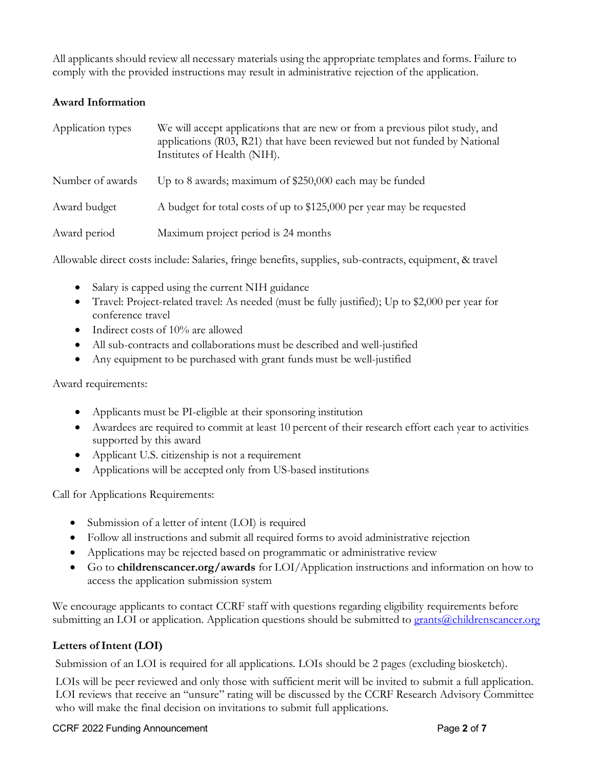All applicants should review all necessary materials using the appropriate templates and forms. Failure to comply with the provided instructions may result in administrative rejection of the application.

**Award Information**

| | |
|---|---|
| Application types | We will accept applications that are new or from a previous pilot study, and applications (R03, R21) that have been reviewed but not funded by National Institutes of Health (NIH). |
| Number of awards | Up to 8 awards; maximum of $250,000 each may be funded |
| Award budget | A budget for total costs of up to $125,000 per year may be requested |
| Award period | Maximum project period is 24 months |

Allowable direct costs include: Salaries, fringe benefits, supplies, sub-contracts, equipment, & travel

- Salary is capped using the current NIH guidance
- Travel: Project-related travel: As needed (must be fully justified); Up to $2,000 per year for conference travel
- Indirect costs of 10% are allowed
- All sub-contracts and collaborations must be described and well-justified
- Any equipment to be purchased with grant funds must be well-justified

Award requirements:

- Applicants must be PI-eligible at their sponsoring institution
- Awardees are required to commit at least 10 percent of their research effort each year to activities supported by this award
- Applicant U.S. citizenship is not a requirement
- Applications will be accepted only from US-based institutions

Call for Applications Requirements:

- Submission of a letter of intent (LOI) is required
- Follow all instructions and submit all required forms to avoid administrative rejection
- Applications may be rejected based on programmatic or administrative review
- Go to **childrenscancer.org/awards** for LOI/Application instructions and information on how to access the application submission system

We encourage applicants to contact CCRF staff with questions regarding eligibility requirements before submitting an LOI or application. Application questions should be submitted to grants@childrenscancer.org

**Letters of Intent (LOI)**

Submission of an LOI is required for all applications. LOIs should be 2 pages (excluding biosketch).

LOIs will be peer reviewed and only those with sufficient merit will be invited to submit a full application. LOI reviews that receive an "unsure" rating will be discussed by the CCRF Research Advisory Committee who will make the final decision on invitations to submit full applications.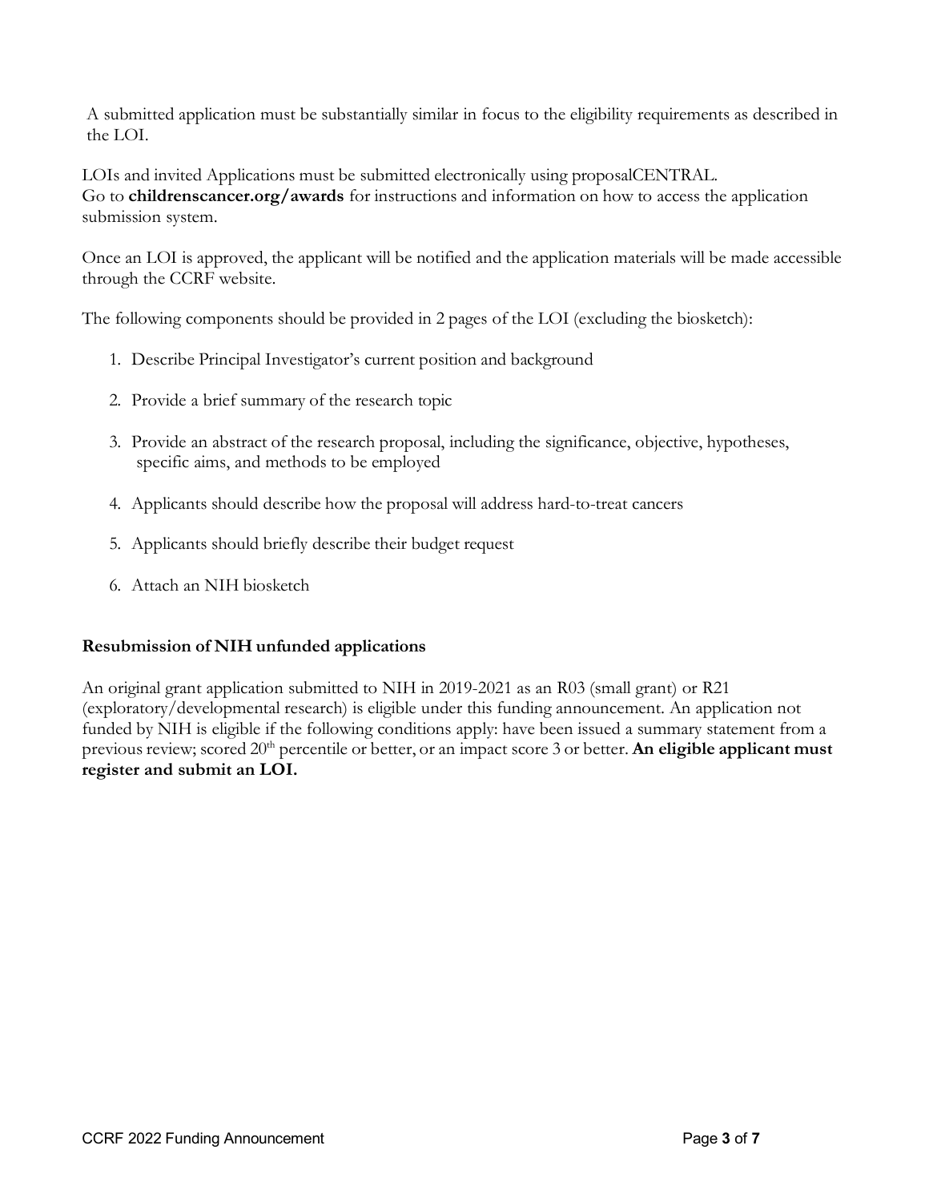A submitted application must be substantially similar in focus to the eligibility requirements as described in the LOI.

LOIs and invited Applications must be submitted electronically using proposalCENTRAL.
Go to **childrenscancer.org/awards** for instructions and information on how to access the application submission system.

Once an LOI is approved, the applicant will be notified and the application materials will be made accessible through the CCRF website.

The following components should be provided in 2 pages of the LOI (excluding the biosketch):

1. Describe Principal Investigator's current position and background
2. Provide a brief summary of the research topic
3. Provide an abstract of the research proposal, including the significance, objective, hypotheses, specific aims, and methods to be employed
4. Applicants should describe how the proposal will address hard-to-treat cancers
5. Applicants should briefly describe their budget request
6. Attach an NIH biosketch

**Resubmission of NIH unfunded applications**

An original grant application submitted to NIH in 2019-2021 as an R03 (small grant) or R21 (exploratory/developmental research) is eligible under this funding announcement. An application not funded by NIH is eligible if the following conditions apply: have been issued a summary statement from a previous review; scored 20th percentile or better, or an impact score 3 or better. **An eligible applicant must register and submit an LOI.**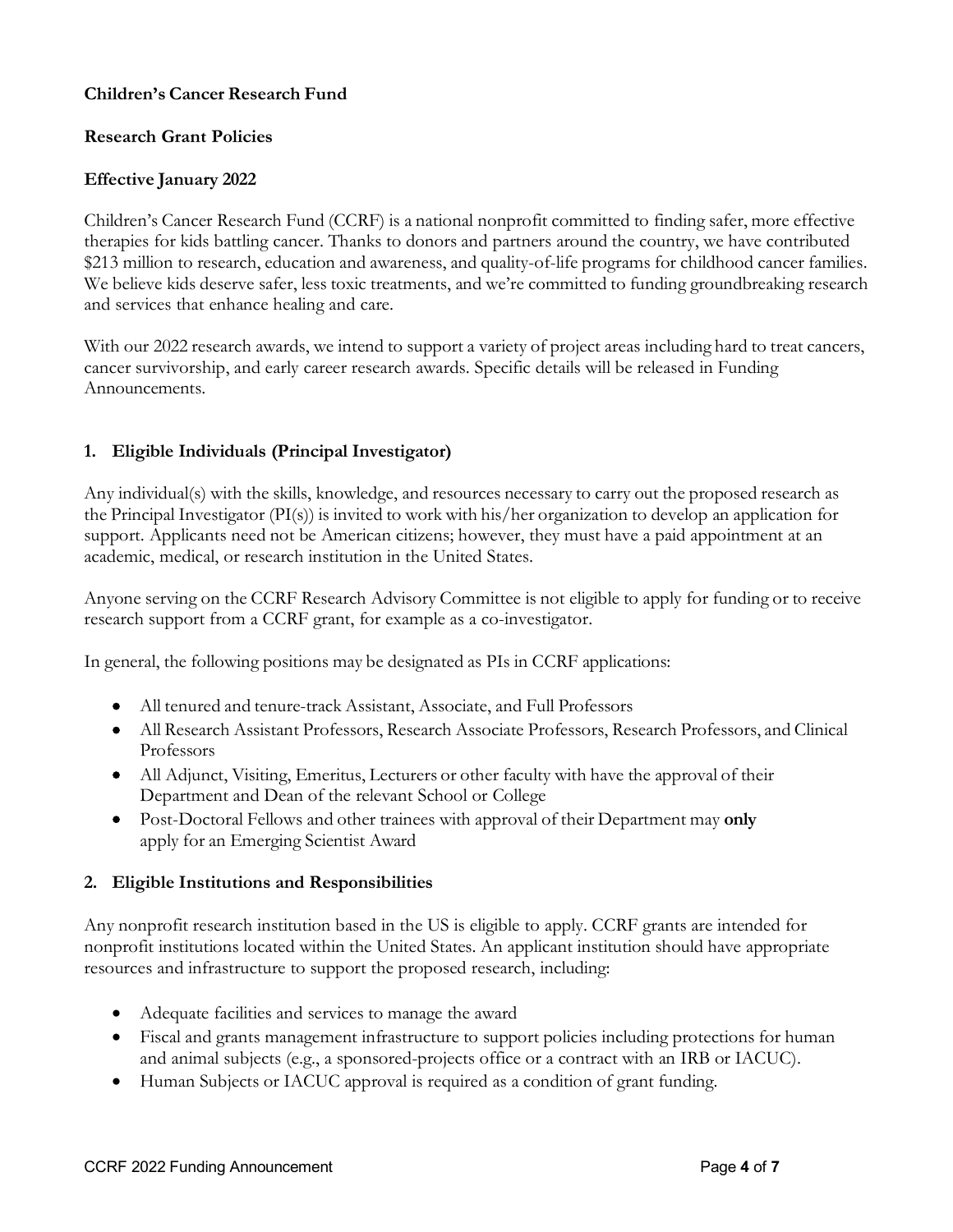**Children's Cancer Research Fund**

**Research Grant Policies**

**Effective January 2022**

Children's Cancer Research Fund (CCRF) is a national nonprofit committed to finding safer, more effective therapies for kids battling cancer. Thanks to donors and partners around the country, we have contributed $213 million to research, education and awareness, and quality-of-life programs for childhood cancer families. We believe kids deserve safer, less toxic treatments, and we're committed to funding groundbreaking research and services that enhance healing and care.

With our 2022 research awards, we intend to support a variety of project areas including hard to treat cancers, cancer survivorship, and early career research awards. Specific details will be released in Funding Announcements.

## 1. Eligible Individuals (Principal Investigator)

Any individual(s) with the skills, knowledge, and resources necessary to carry out the proposed research as the Principal Investigator (PI(s)) is invited to work with his/her organization to develop an application for support. Applicants need not be American citizens; however, they must have a paid appointment at an academic, medical, or research institution in the United States.

Anyone serving on the CCRF Research Advisory Committee is not eligible to apply for funding or to receive research support from a CCRF grant, for example as a co-investigator.

In general, the following positions may be designated as PIs in CCRF applications:

- All tenured and tenure-track Assistant, Associate, and Full Professors
- All Research Assistant Professors, Research Associate Professors, Research Professors, and Clinical Professors
- All Adjunct, Visiting, Emeritus, Lecturers or other faculty with have the approval of their Department and Dean of the relevant School or College
- Post-Doctoral Fellows and other trainees with approval of their Department may **only** apply for an Emerging Scientist Award

## 2. Eligible Institutions and Responsibilities

Any nonprofit research institution based in the US is eligible to apply. CCRF grants are intended for nonprofit institutions located within the United States. An applicant institution should have appropriate resources and infrastructure to support the proposed research, including:

- Adequate facilities and services to manage the award
- Fiscal and grants management infrastructure to support policies including protections for human and animal subjects (e.g., a sponsored-projects office or a contract with an IRB or IACUC).
- Human Subjects or IACUC approval is required as a condition of grant funding.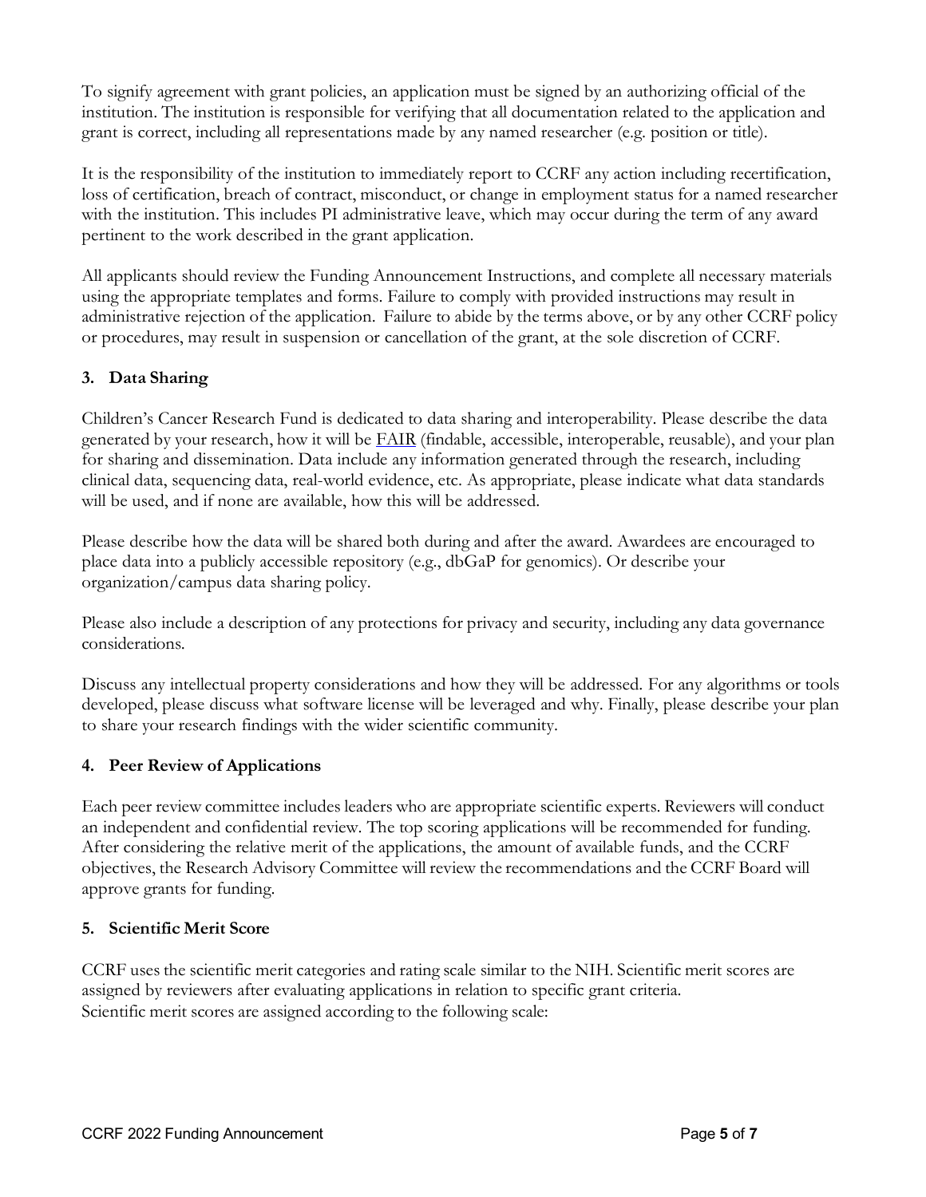To signify agreement with grant policies, an application must be signed by an authorizing official of the institution. The institution is responsible for verifying that all documentation related to the application and grant is correct, including all representations made by any named researcher (e.g. position or title).

It is the responsibility of the institution to immediately report to CCRF any action including recertification, loss of certification, breach of contract, misconduct, or change in employment status for a named researcher with the institution. This includes PI administrative leave, which may occur during the term of any award pertinent to the work described in the grant application.

All applicants should review the Funding Announcement Instructions, and complete all necessary materials using the appropriate templates and forms. Failure to comply with provided instructions may result in administrative rejection of the application. Failure to abide by the terms above, or by any other CCRF policy or procedures, may result in suspension or cancellation of the grant, at the sole discretion of CCRF.

### 3. Data Sharing

Children's Cancer Research Fund is dedicated to data sharing and interoperability. Please describe the data generated by your research, how it will be FAIR (findable, accessible, interoperable, reusable), and your plan for sharing and dissemination. Data include any information generated through the research, including clinical data, sequencing data, real-world evidence, etc. As appropriate, please indicate what data standards will be used, and if none are available, how this will be addressed.

Please describe how the data will be shared both during and after the award. Awardees are encouraged to place data into a publicly accessible repository (e.g., dbGaP for genomics). Or describe your organization/campus data sharing policy.

Please also include a description of any protections for privacy and security, including any data governance considerations.

Discuss any intellectual property considerations and how they will be addressed. For any algorithms or tools developed, please discuss what software license will be leveraged and why. Finally, please describe your plan to share your research findings with the wider scientific community.

### 4. Peer Review of Applications

Each peer review committee includes leaders who are appropriate scientific experts. Reviewers will conduct an independent and confidential review. The top scoring applications will be recommended for funding. After considering the relative merit of the applications, the amount of available funds, and the CCRF objectives, the Research Advisory Committee will review the recommendations and the CCRF Board will approve grants for funding.

### 5. Scientific Merit Score

CCRF uses the scientific merit categories and rating scale similar to the NIH. Scientific merit scores are assigned by reviewers after evaluating applications in relation to specific grant criteria.
Scientific merit scores are assigned according to the following scale: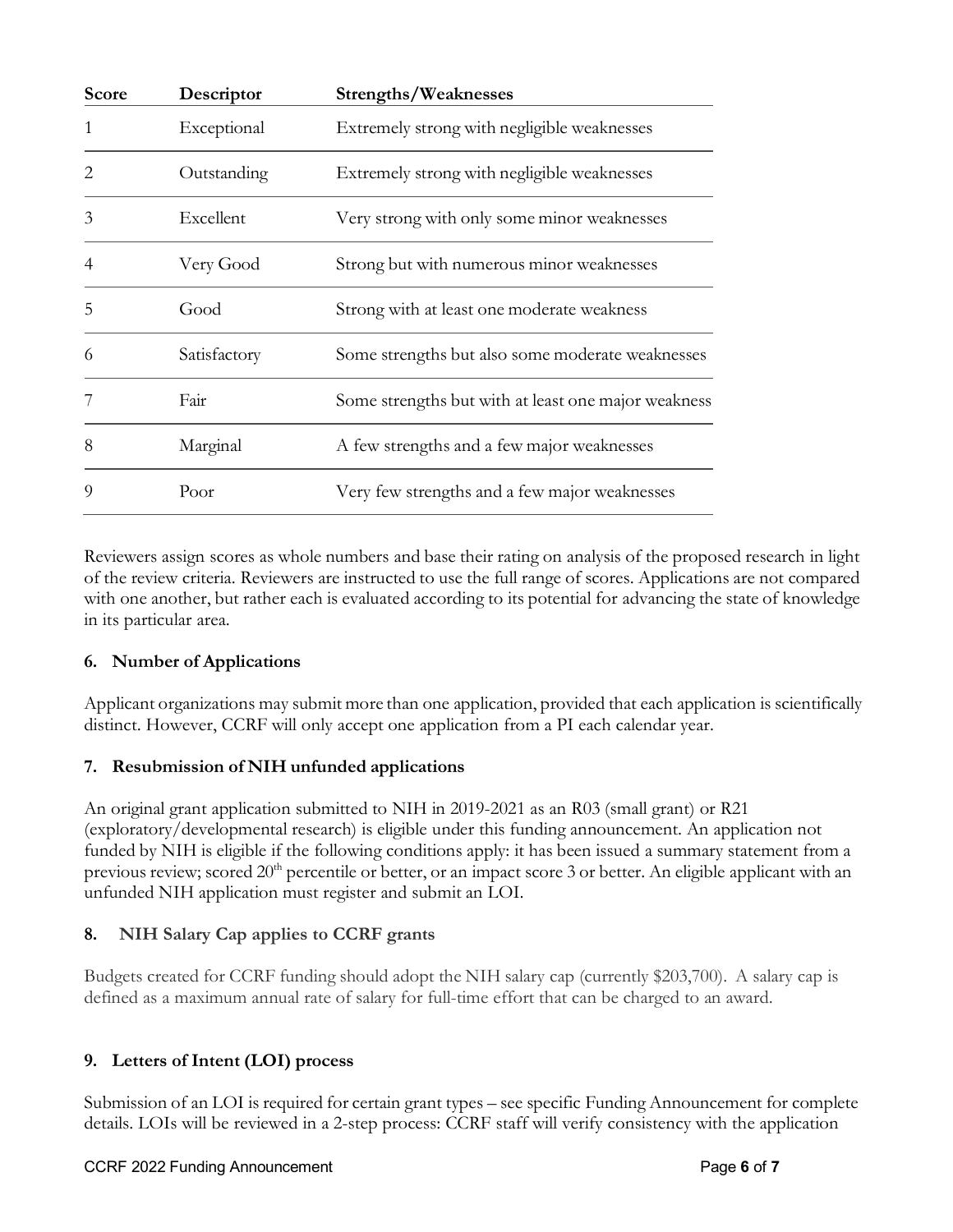| Score | Descriptor | Strengths/Weaknesses |
|---|---|---|
| 1 | Exceptional | Extremely strong with negligible weaknesses |
| 2 | Outstanding | Extremely strong with negligible weaknesses |
| 3 | Excellent | Very strong with only some minor weaknesses |
| 4 | Very Good | Strong but with numerous minor weaknesses |
| 5 | Good | Strong with at least one moderate weakness |
| 6 | Satisfactory | Some strengths but also some moderate weaknesses |
| 7 | Fair | Some strengths but with at least one major weakness |
| 8 | Marginal | A few strengths and a few major weaknesses |
| 9 | Poor | Very few strengths and a few major weaknesses |

Reviewers assign scores as whole numbers and base their rating on analysis of the proposed research in light of the review criteria. Reviewers are instructed to use the full range of scores. Applications are not compared with one another, but rather each is evaluated according to its potential for advancing the state of knowledge in its particular area.

### 6. Number of Applications

Applicant organizations may submit more than one application, provided that each application is scientifically distinct. However, CCRF will only accept one application from a PI each calendar year.

### 7. Resubmission of NIH unfunded applications

An original grant application submitted to NIH in 2019-2021 as an R03 (small grant) or R21 (exploratory/developmental research) is eligible under this funding announcement. An application not funded by NIH is eligible if the following conditions apply: it has been issued a summary statement from a previous review; scored 20th percentile or better, or an impact score 3 or better. An eligible applicant with an unfunded NIH application must register and submit an LOI.

### 8. NIH Salary Cap applies to CCRF grants

Budgets created for CCRF funding should adopt the NIH salary cap (currently $203,700). A salary cap is defined as a maximum annual rate of salary for full-time effort that can be charged to an award.

### 9. Letters of Intent (LOI) process

Submission of an LOI is required for certain grant types – see specific Funding Announcement for complete details. LOIs will be reviewed in a 2-step process: CCRF staff will verify consistency with the application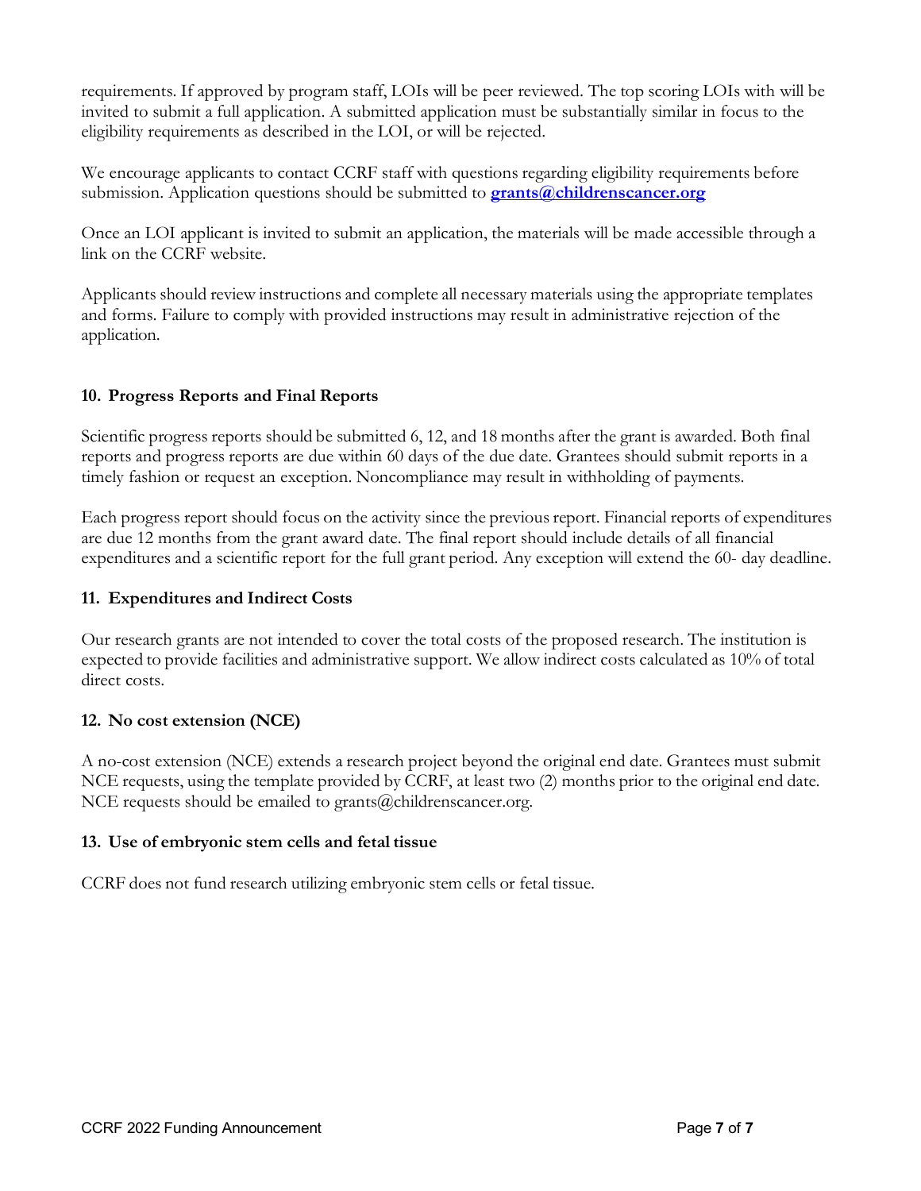requirements. If approved by program staff, LOIs will be peer reviewed. The top scoring LOIs with will be invited to submit a full application. A submitted application must be substantially similar in focus to the eligibility requirements as described in the LOI, or will be rejected.

We encourage applicants to contact CCRF staff with questions regarding eligibility requirements before submission. Application questions should be submitted to **grants@childrenscancer.org**

Once an LOI applicant is invited to submit an application, the materials will be made accessible through a link on the CCRF website.

Applicants should review instructions and complete all necessary materials using the appropriate templates and forms. Failure to comply with provided instructions may result in administrative rejection of the application.

## 10. Progress Reports and Final Reports

Scientific progress reports should be submitted 6, 12, and 18 months after the grant is awarded. Both final reports and progress reports are due within 60 days of the due date. Grantees should submit reports in a timely fashion or request an exception. Noncompliance may result in withholding of payments.

Each progress report should focus on the activity since the previous report. Financial reports of expenditures are due 12 months from the grant award date. The final report should include details of all financial expenditures and a scientific report for the full grant period. Any exception will extend the 60- day deadline.

## 11. Expenditures and Indirect Costs

Our research grants are not intended to cover the total costs of the proposed research. The institution is expected to provide facilities and administrative support. We allow indirect costs calculated as 10% of total direct costs.

## 12. No cost extension (NCE)

A no-cost extension (NCE) extends a research project beyond the original end date. Grantees must submit NCE requests, using the template provided by CCRF, at least two (2) months prior to the original end date. NCE requests should be emailed to grants@childrenscancer.org.

## 13. Use of embryonic stem cells and fetal tissue

CCRF does not fund research utilizing embryonic stem cells or fetal tissue.